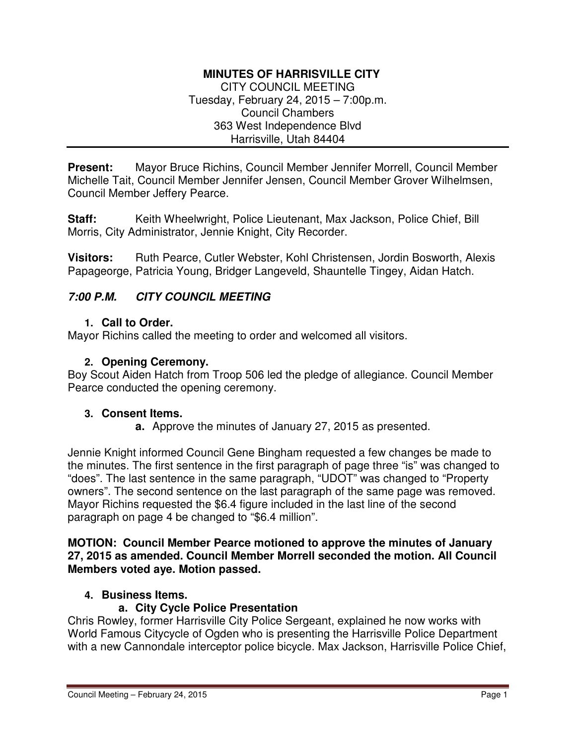**MINUTES OF HARRISVILLE CITY**
CITY COUNCIL MEETING
Tuesday, February 24, 2015 – 7:00p.m.
Council Chambers
363 West Independence Blvd
Harrisville, Utah 84404

---

**Present:** Mayor Bruce Richins, Council Member Jennifer Morrell, Council Member Michelle Tait, Council Member Jennifer Jensen, Council Member Grover Wilhelmsen, Council Member Jeffery Pearce.

**Staff:** Keith Wheelwright, Police Lieutenant, Max Jackson, Police Chief, Bill Morris, City Administrator, Jennie Knight, City Recorder.

**Visitors:** Ruth Pearce, Cutler Webster, Kohl Christensen, Jordin Bosworth, Alexis Papageorge, Patricia Young, Bridger Langeveld, Shauntelle Tingey, Aidan Hatch.

***7:00 P.M. CITY COUNCIL MEETING***

1. **Call to Order.**

Mayor Richins called the meeting to order and welcomed all visitors.

2. **Opening Ceremony.**

Boy Scout Aiden Hatch from Troop 506 led the pledge of allegiance. Council Member Pearce conducted the opening ceremony.

3. **Consent Items.**
    a. Approve the minutes of January 27, 2015 as presented.

Jennie Knight informed Council Gene Bingham requested a few changes be made to the minutes. The first sentence in the first paragraph of page three "is" was changed to "does". The last sentence in the same paragraph, "UDOT" was changed to "Property owners". The second sentence on the last paragraph of the same page was removed. Mayor Richins requested the $6.4 figure included in the last line of the second paragraph on page 4 be changed to "$6.4 million".

**MOTION: Council Member Pearce motioned to approve the minutes of January 27, 2015 as amended. Council Member Morrell seconded the motion. All Council Members voted aye. Motion passed.**

4. **Business Items.**
    a. **City Cycle Police Presentation**

Chris Rowley, former Harrisville City Police Sergeant, explained he now works with World Famous Citycycle of Ogden who is presenting the Harrisville Police Department with a new Cannondale interceptor police bicycle. Max Jackson, Harrisville Police Chief,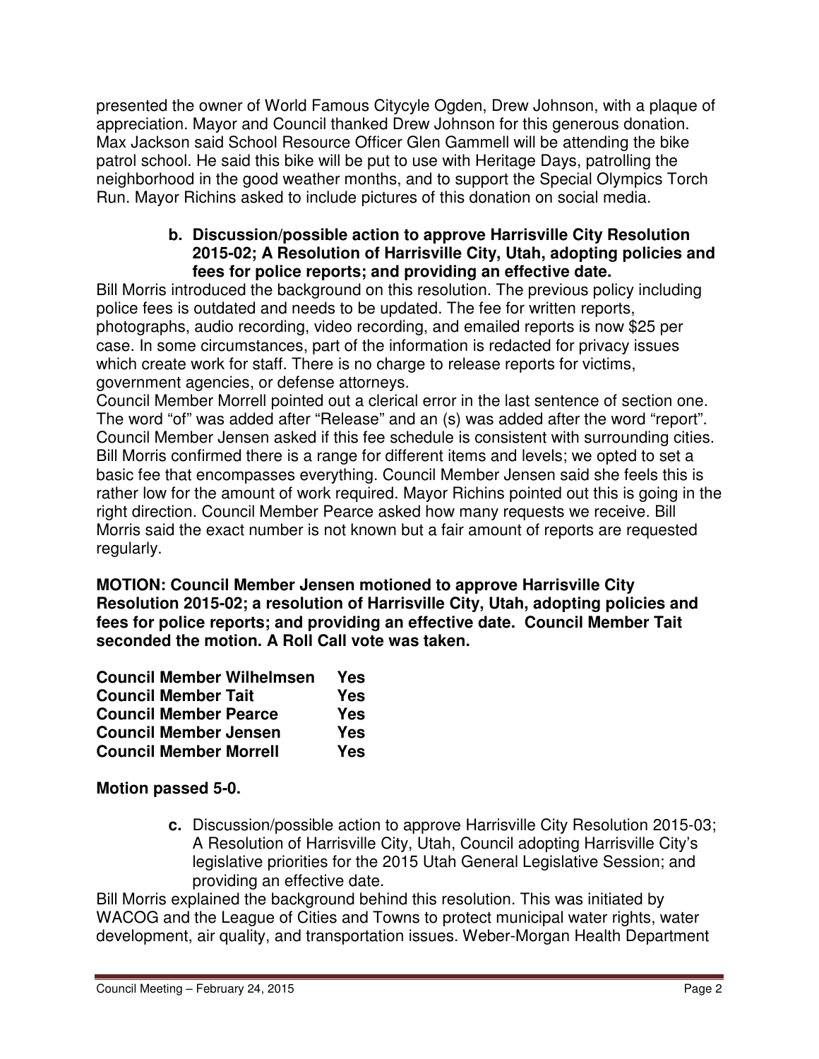presented the owner of World Famous Citycyle Ogden, Drew Johnson, with a plaque of appreciation. Mayor and Council thanked Drew Johnson for this generous donation. Max Jackson said School Resource Officer Glen Gammell will be attending the bike patrol school. He said this bike will be put to use with Heritage Days, patrolling the neighborhood in the good weather months, and to support the Special Olympics Torch Run. Mayor Richins asked to include pictures of this donation on social media.

**b. Discussion/possible action to approve Harrisville City Resolution 2015-02; A Resolution of Harrisville City, Utah, adopting policies and fees for police reports; and providing an effective date.**

Bill Morris introduced the background on this resolution. The previous policy including police fees is outdated and needs to be updated. The fee for written reports, photographs, audio recording, video recording, and emailed reports is now $25 per case. In some circumstances, part of the information is redacted for privacy issues which create work for staff. There is no charge to release reports for victims, government agencies, or defense attorneys.

Council Member Morrell pointed out a clerical error in the last sentence of section one. The word "of" was added after "Release" and an (s) was added after the word "report". Council Member Jensen asked if this fee schedule is consistent with surrounding cities. Bill Morris confirmed there is a range for different items and levels; we opted to set a basic fee that encompasses everything. Council Member Jensen said she feels this is rather low for the amount of work required. Mayor Richins pointed out this is going in the right direction. Council Member Pearce asked how many requests we receive. Bill Morris said the exact number is not known but a fair amount of reports are requested regularly.

**MOTION: Council Member Jensen motioned to approve Harrisville City Resolution 2015-02; a resolution of Harrisville City, Utah, adopting policies and fees for police reports; and providing an effective date. Council Member Tait seconded the motion. A Roll Call vote was taken.**

| | |
|---|---|
| **Council Member Wilhelmsen** | **Yes** |
| **Council Member Tait** | **Yes** |
| **Council Member Pearce** | **Yes** |
| **Council Member Jensen** | **Yes** |
| **Council Member Morrell** | **Yes** |

**Motion passed 5-0.**

**c.** Discussion/possible action to approve Harrisville City Resolution 2015-03; A Resolution of Harrisville City, Utah, Council adopting Harrisville City's legislative priorities for the 2015 Utah General Legislative Session; and providing an effective date.

Bill Morris explained the background behind this resolution. This was initiated by WACOG and the League of Cities and Towns to protect municipal water rights, water development, air quality, and transportation issues. Weber-Morgan Health Department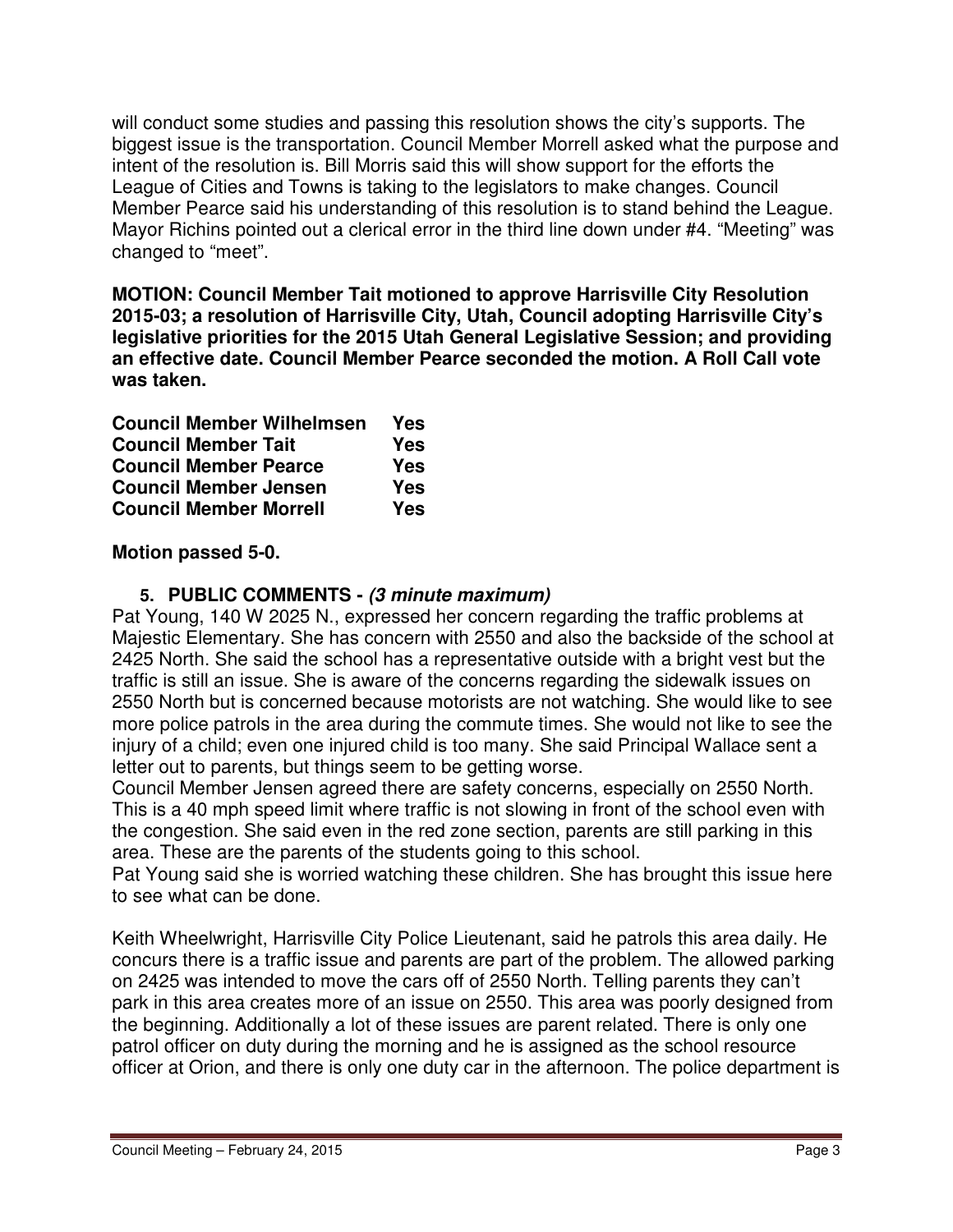will conduct some studies and passing this resolution shows the city's supports. The biggest issue is the transportation. Council Member Morrell asked what the purpose and intent of the resolution is. Bill Morris said this will show support for the efforts the League of Cities and Towns is taking to the legislators to make changes. Council Member Pearce said his understanding of this resolution is to stand behind the League. Mayor Richins pointed out a clerical error in the third line down under #4. "Meeting" was changed to "meet".

**MOTION: Council Member Tait motioned to approve Harrisville City Resolution 2015-03; a resolution of Harrisville City, Utah, Council adopting Harrisville City's legislative priorities for the 2015 Utah General Legislative Session; and providing an effective date. Council Member Pearce seconded the motion. A Roll Call vote was taken.**

| | |
|---|---|
| **Council Member Wilhelmsen** | **Yes** |
| **Council Member Tait** | **Yes** |
| **Council Member Pearce** | **Yes** |
| **Council Member Jensen** | **Yes** |
| **Council Member Morrell** | **Yes** |

**Motion passed 5-0.**

5. **PUBLIC COMMENTS -** ***(3 minute maximum)***

Pat Young, 140 W 2025 N., expressed her concern regarding the traffic problems at Majestic Elementary. She has concern with 2550 and also the backside of the school at 2425 North. She said the school has a representative outside with a bright vest but the traffic is still an issue. She is aware of the concerns regarding the sidewalk issues on 2550 North but is concerned because motorists are not watching. She would like to see more police patrols in the area during the commute times. She would not like to see the injury of a child; even one injured child is too many. She said Principal Wallace sent a letter out to parents, but things seem to be getting worse.
Council Member Jensen agreed there are safety concerns, especially on 2550 North. This is a 40 mph speed limit where traffic is not slowing in front of the school even with the congestion. She said even in the red zone section, parents are still parking in this area. These are the parents of the students going to this school.
Pat Young said she is worried watching these children. She has brought this issue here to see what can be done.

Keith Wheelwright, Harrisville City Police Lieutenant, said he patrols this area daily. He concurs there is a traffic issue and parents are part of the problem. The allowed parking on 2425 was intended to move the cars off of 2550 North. Telling parents they can't park in this area creates more of an issue on 2550. This area was poorly designed from the beginning. Additionally a lot of these issues are parent related. There is only one patrol officer on duty during the morning and he is assigned as the school resource officer at Orion, and there is only one duty car in the afternoon. The police department is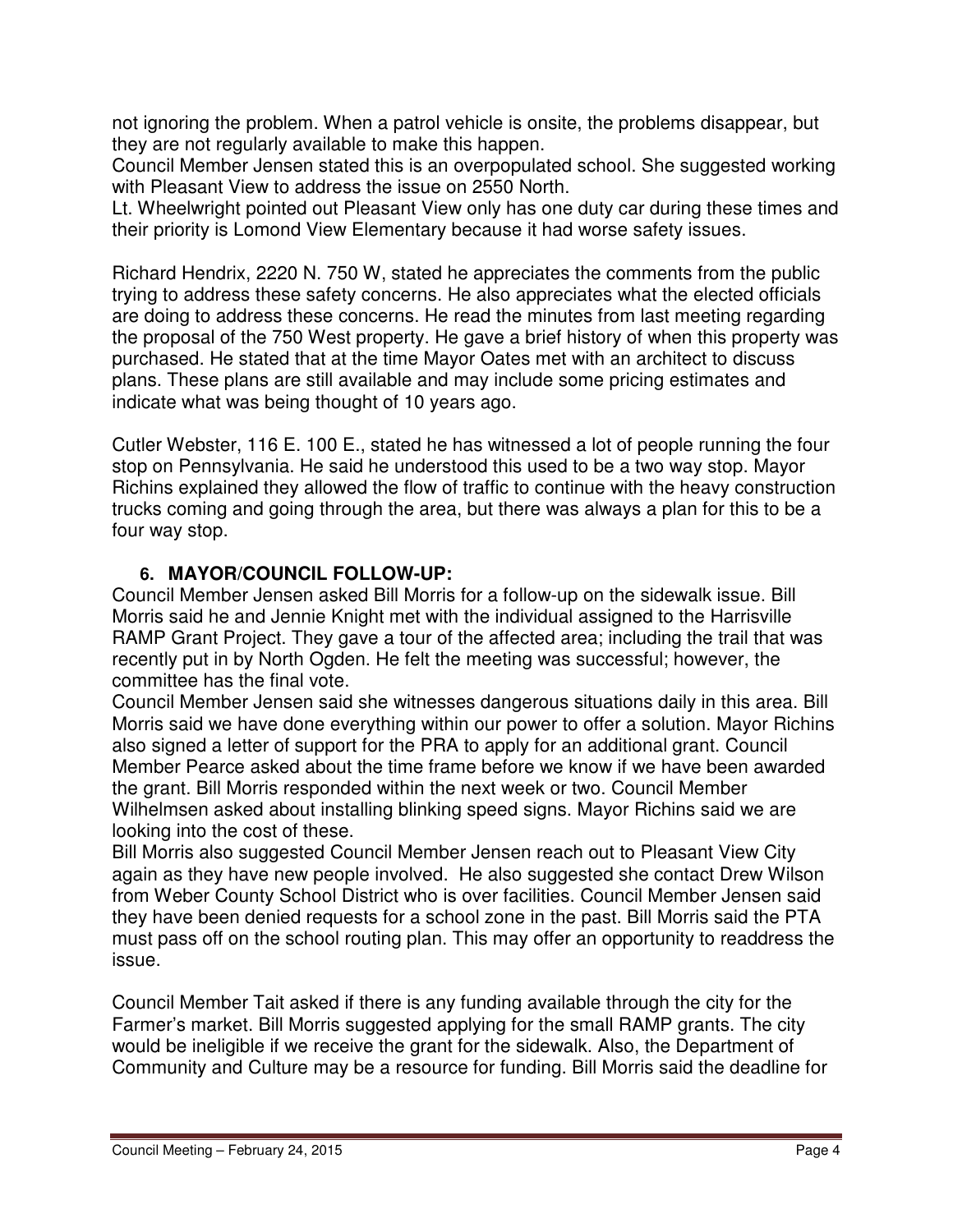not ignoring the problem. When a patrol vehicle is onsite, the problems disappear, but they are not regularly available to make this happen.
Council Member Jensen stated this is an overpopulated school. She suggested working with Pleasant View to address the issue on 2550 North.
Lt. Wheelwright pointed out Pleasant View only has one duty car during these times and their priority is Lomond View Elementary because it had worse safety issues.

Richard Hendrix, 2220 N. 750 W, stated he appreciates the comments from the public trying to address these safety concerns. He also appreciates what the elected officials are doing to address these concerns. He read the minutes from last meeting regarding the proposal of the 750 West property. He gave a brief history of when this property was purchased. He stated that at the time Mayor Oates met with an architect to discuss plans. These plans are still available and may include some pricing estimates and indicate what was being thought of 10 years ago.

Cutler Webster, 116 E. 100 E., stated he has witnessed a lot of people running the four stop on Pennsylvania. He said he understood this used to be a two way stop. Mayor Richins explained they allowed the flow of traffic to continue with the heavy construction trucks coming and going through the area, but there was always a plan for this to be a four way stop.

**6. MAYOR/COUNCIL FOLLOW-UP:**

Council Member Jensen asked Bill Morris for a follow-up on the sidewalk issue. Bill Morris said he and Jennie Knight met with the individual assigned to the Harrisville RAMP Grant Project. They gave a tour of the affected area; including the trail that was recently put in by North Ogden. He felt the meeting was successful; however, the committee has the final vote.
Council Member Jensen said she witnesses dangerous situations daily in this area. Bill Morris said we have done everything within our power to offer a solution. Mayor Richins also signed a letter of support for the PRA to apply for an additional grant. Council Member Pearce asked about the time frame before we know if we have been awarded the grant. Bill Morris responded within the next week or two. Council Member Wilhelmsen asked about installing blinking speed signs. Mayor Richins said we are looking into the cost of these.
Bill Morris also suggested Council Member Jensen reach out to Pleasant View City again as they have new people involved. He also suggested she contact Drew Wilson from Weber County School District who is over facilities. Council Member Jensen said they have been denied requests for a school zone in the past. Bill Morris said the PTA must pass off on the school routing plan. This may offer an opportunity to readdress the issue.

Council Member Tait asked if there is any funding available through the city for the Farmer's market. Bill Morris suggested applying for the small RAMP grants. The city would be ineligible if we receive the grant for the sidewalk. Also, the Department of Community and Culture may be a resource for funding. Bill Morris said the deadline for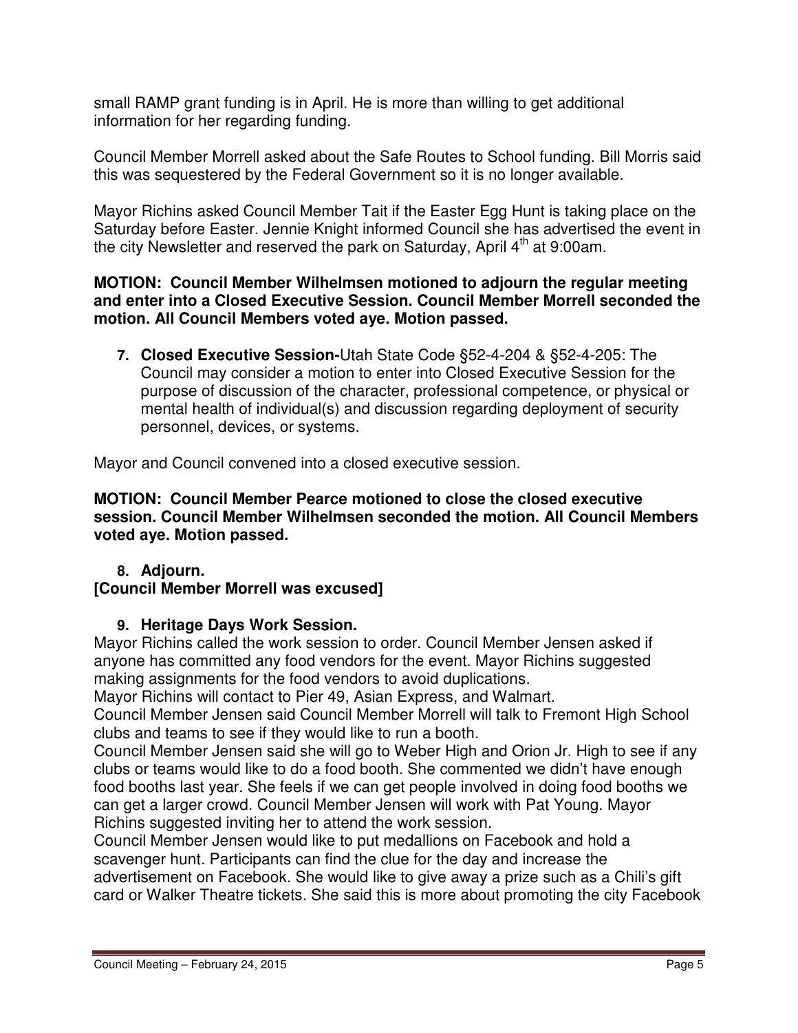small RAMP grant funding is in April. He is more than willing to get additional information for her regarding funding.

Council Member Morrell asked about the Safe Routes to School funding. Bill Morris said this was sequestered by the Federal Government so it is no longer available.

Mayor Richins asked Council Member Tait if the Easter Egg Hunt is taking place on the Saturday before Easter. Jennie Knight informed Council she has advertised the event in the city Newsletter and reserved the park on Saturday, April 4th at 9:00am.

**MOTION: Council Member Wilhelmsen motioned to adjourn the regular meeting and enter into a Closed Executive Session. Council Member Morrell seconded the motion. All Council Members voted aye. Motion passed.**

7. **Closed Executive Session-**Utah State Code §52-4-204 & §52-4-205: The Council may consider a motion to enter into Closed Executive Session for the purpose of discussion of the character, professional competence, or physical or mental health of individual(s) and discussion regarding deployment of security personnel, devices, or systems.

Mayor and Council convened into a closed executive session.

**MOTION: Council Member Pearce motioned to close the closed executive session. Council Member Wilhelmsen seconded the motion. All Council Members voted aye. Motion passed.**

8. **Adjourn.**

**[Council Member Morrell was excused]**

9. **Heritage Days Work Session.**

Mayor Richins called the work session to order. Council Member Jensen asked if anyone has committed any food vendors for the event. Mayor Richins suggested making assignments for the food vendors to avoid duplications.

Mayor Richins will contact to Pier 49, Asian Express, and Walmart.

Council Member Jensen said Council Member Morrell will talk to Fremont High School clubs and teams to see if they would like to run a booth.

Council Member Jensen said she will go to Weber High and Orion Jr. High to see if any clubs or teams would like to do a food booth. She commented we didn't have enough food booths last year. She feels if we can get people involved in doing food booths we can get a larger crowd. Council Member Jensen will work with Pat Young. Mayor Richins suggested inviting her to attend the work session.

Council Member Jensen would like to put medallions on Facebook and hold a scavenger hunt. Participants can find the clue for the day and increase the advertisement on Facebook. She would like to give away a prize such as a Chili's gift card or Walker Theatre tickets. She said this is more about promoting the city Facebook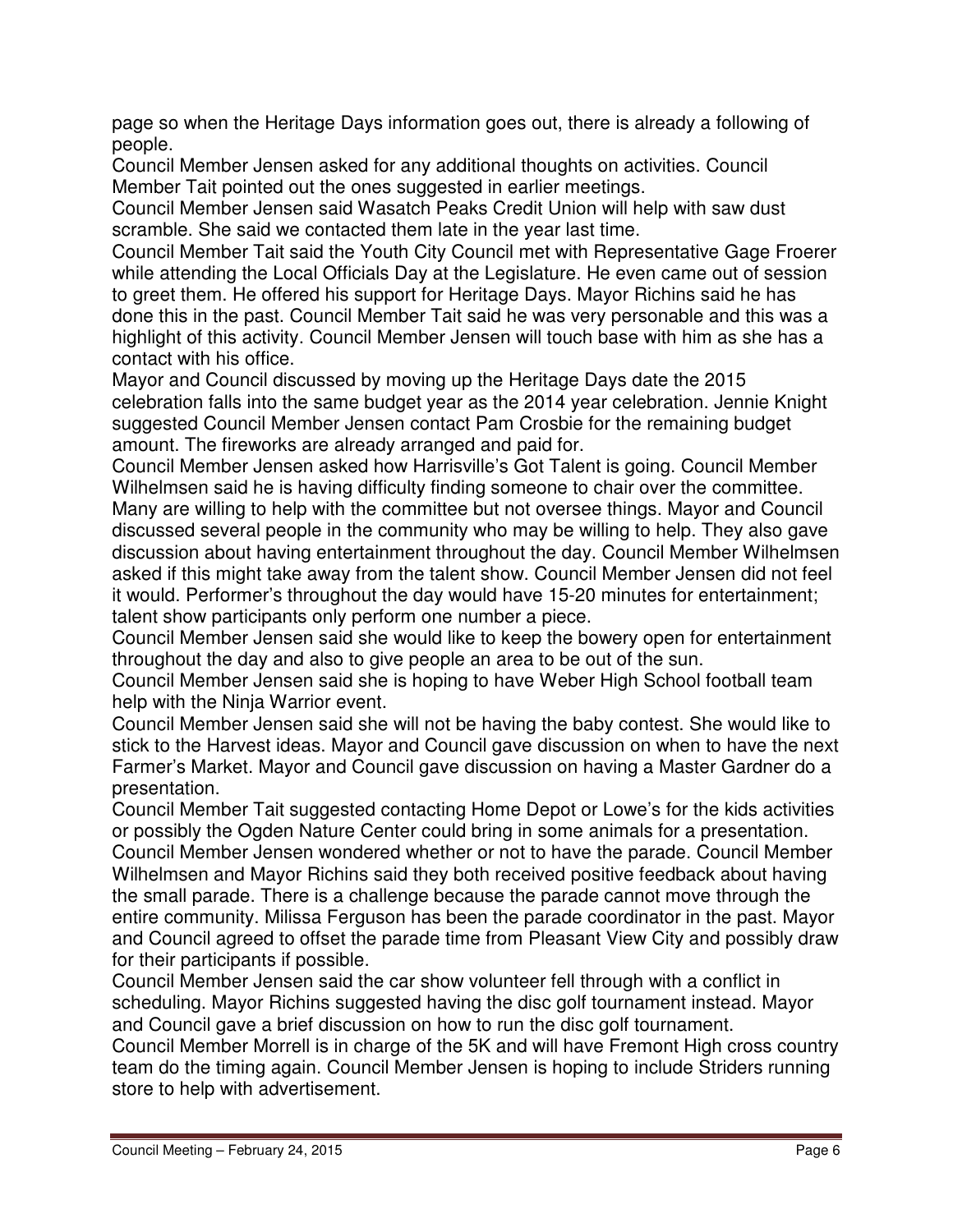page so when the Heritage Days information goes out, there is already a following of people.

Council Member Jensen asked for any additional thoughts on activities. Council Member Tait pointed out the ones suggested in earlier meetings.

Council Member Jensen said Wasatch Peaks Credit Union will help with saw dust scramble. She said we contacted them late in the year last time.

Council Member Tait said the Youth City Council met with Representative Gage Froerer while attending the Local Officials Day at the Legislature. He even came out of session to greet them. He offered his support for Heritage Days. Mayor Richins said he has done this in the past. Council Member Tait said he was very personable and this was a highlight of this activity. Council Member Jensen will touch base with him as she has a contact with his office.

Mayor and Council discussed by moving up the Heritage Days date the 2015 celebration falls into the same budget year as the 2014 year celebration. Jennie Knight suggested Council Member Jensen contact Pam Crosbie for the remaining budget amount. The fireworks are already arranged and paid for.

Council Member Jensen asked how Harrisville's Got Talent is going. Council Member Wilhelmsen said he is having difficulty finding someone to chair over the committee. Many are willing to help with the committee but not oversee things. Mayor and Council discussed several people in the community who may be willing to help. They also gave discussion about having entertainment throughout the day. Council Member Wilhelmsen asked if this might take away from the talent show. Council Member Jensen did not feel it would. Performer's throughout the day would have 15-20 minutes for entertainment; talent show participants only perform one number a piece.

Council Member Jensen said she would like to keep the bowery open for entertainment throughout the day and also to give people an area to be out of the sun.

Council Member Jensen said she is hoping to have Weber High School football team help with the Ninja Warrior event.

Council Member Jensen said she will not be having the baby contest. She would like to stick to the Harvest ideas. Mayor and Council gave discussion on when to have the next Farmer's Market. Mayor and Council gave discussion on having a Master Gardner do a presentation.

Council Member Tait suggested contacting Home Depot or Lowe's for the kids activities or possibly the Ogden Nature Center could bring in some animals for a presentation.

Council Member Jensen wondered whether or not to have the parade. Council Member Wilhelmsen and Mayor Richins said they both received positive feedback about having the small parade. There is a challenge because the parade cannot move through the entire community. Milissa Ferguson has been the parade coordinator in the past. Mayor and Council agreed to offset the parade time from Pleasant View City and possibly draw for their participants if possible.

Council Member Jensen said the car show volunteer fell through with a conflict in scheduling. Mayor Richins suggested having the disc golf tournament instead. Mayor and Council gave a brief discussion on how to run the disc golf tournament.

Council Member Morrell is in charge of the 5K and will have Fremont High cross country team do the timing again. Council Member Jensen is hoping to include Striders running store to help with advertisement.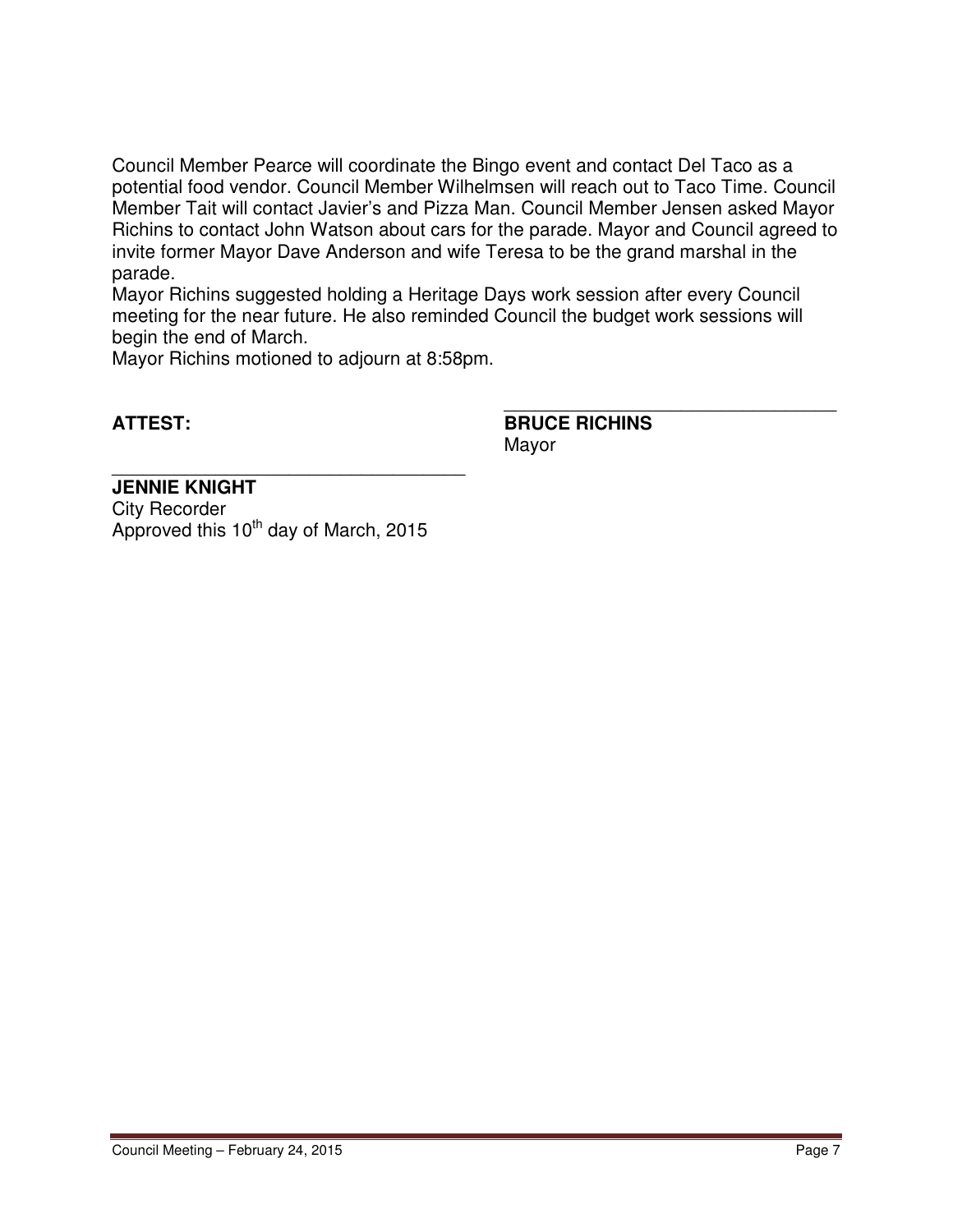Council Member Pearce will coordinate the Bingo event and contact Del Taco as a potential food vendor. Council Member Wilhelmsen will reach out to Taco Time. Council Member Tait will contact Javier's and Pizza Man. Council Member Jensen asked Mayor Richins to contact John Watson about cars for the parade. Mayor and Council agreed to invite former Mayor Dave Anderson and wife Teresa to be the grand marshal in the parade.

Mayor Richins suggested holding a Heritage Days work session after every Council meeting for the near future. He also reminded Council the budget work sessions will begin the end of March.

Mayor Richins motioned to adjourn at 8:58pm.

**ATTEST:**

\_\_\_\_\_\_\_\_\_\_\_\_\_\_\_\_\_\_\_\_\_\_\_\_\_\_\_\_\_\_\_\_
**BRUCE RICHINS**
Mayor

\_\_\_\_\_\_\_\_\_\_\_\_\_\_\_\_\_\_\_\_\_\_\_\_\_\_\_\_\_\_\_\_
**JENNIE KNIGHT**
City Recorder
Approved this 10th day of March, 2015